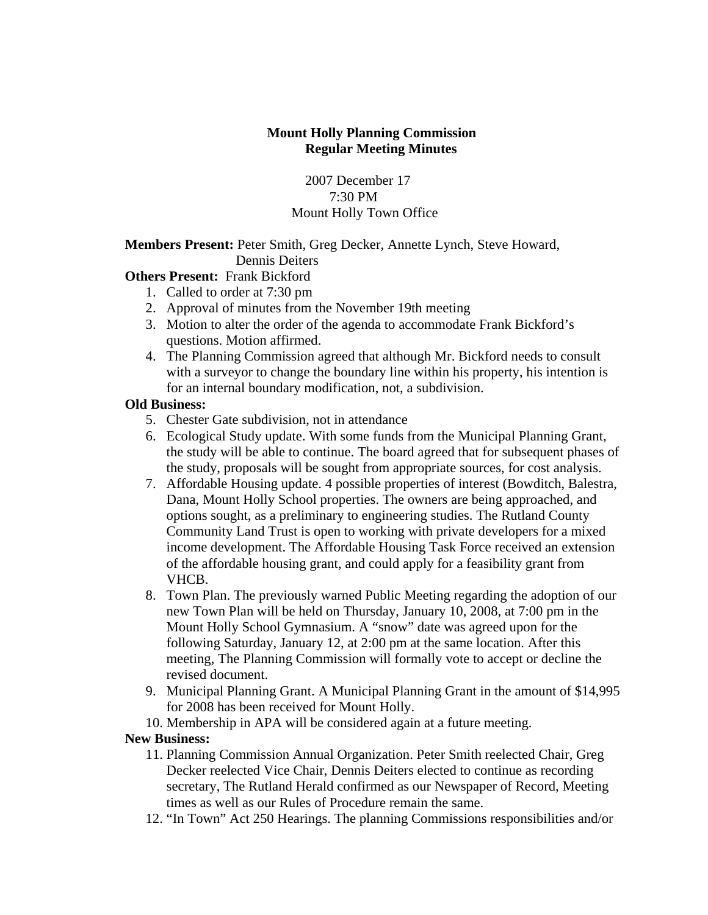# Mount Holly Planning Commission
## Regular Meeting Minutes

2007 December 17
7:30 PM
Mount Holly Town Office

**Members Present:** Peter Smith, Greg Decker, Annette Lynch, Steve Howard, Dennis Deiters

**Others Present:** Frank Bickford

1. Called to order at 7:30 pm
2. Approval of minutes from the November 19th meeting
3. Motion to alter the order of the agenda to accommodate Frank Bickford's questions. Motion affirmed.
4. The Planning Commission agreed that although Mr. Bickford needs to consult with a surveyor to change the boundary line within his property, his intention is for an internal boundary modification, not, a subdivision.

**Old Business:**

5. Chester Gate subdivision, not in attendance
6. Ecological Study update. With some funds from the Municipal Planning Grant, the study will be able to continue. The board agreed that for subsequent phases of the study, proposals will be sought from appropriate sources, for cost analysis.
7. Affordable Housing update. 4 possible properties of interest (Bowditch, Balestra, Dana, Mount Holly School properties. The owners are being approached, and options sought, as a preliminary to engineering studies. The Rutland County Community Land Trust is open to working with private developers for a mixed income development. The Affordable Housing Task Force received an extension of the affordable housing grant, and could apply for a feasibility grant from VHCB.
8. Town Plan. The previously warned Public Meeting regarding the adoption of our new Town Plan will be held on Thursday, January 10, 2008, at 7:00 pm in the Mount Holly School Gymnasium. A "snow" date was agreed upon for the following Saturday, January 12, at 2:00 pm at the same location. After this meeting, The Planning Commission will formally vote to accept or decline the revised document.
9. Municipal Planning Grant. A Municipal Planning Grant in the amount of $14,995 for 2008 has been received for Mount Holly.
10. Membership in APA will be considered again at a future meeting.

**New Business:**

11. Planning Commission Annual Organization. Peter Smith reelected Chair, Greg Decker reelected Vice Chair, Dennis Deiters elected to continue as recording secretary, The Rutland Herald confirmed as our Newspaper of Record, Meeting times as well as our Rules of Procedure remain the same.
12. "In Town" Act 250 Hearings. The planning Commissions responsibilities and/or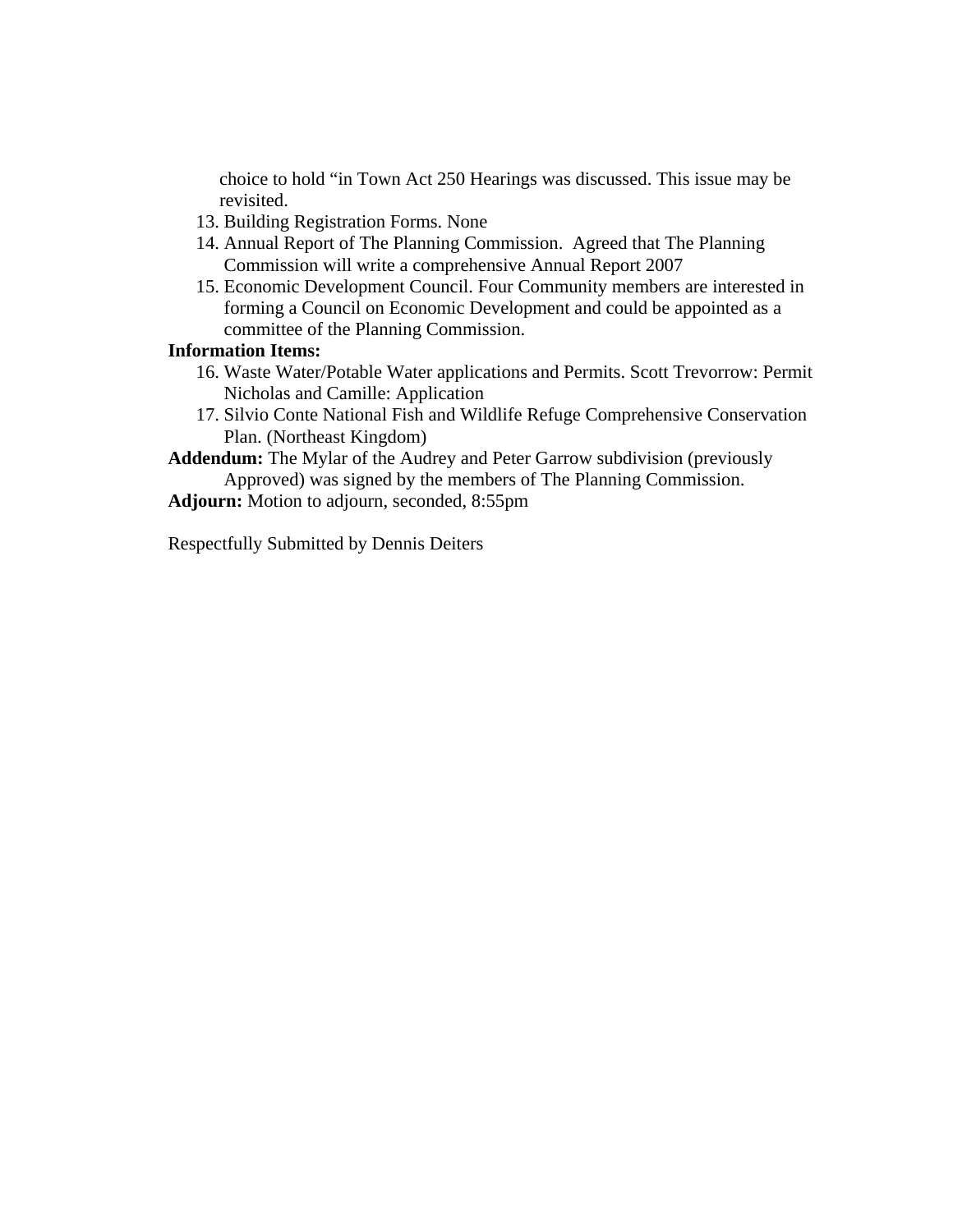choice to hold "in Town Act 250 Hearings was discussed. This issue may be revisited.

13. Building Registration Forms. None
14. Annual Report of The Planning Commission. Agreed that The Planning Commission will write a comprehensive Annual Report 2007
15. Economic Development Council. Four Community members are interested in forming a Council on Economic Development and could be appointed as a committee of the Planning Commission.

**Information Items:**

16. Waste Water/Potable Water applications and Permits. Scott Trevorrow: Permit Nicholas and Camille: Application
17. Silvio Conte National Fish and Wildlife Refuge Comprehensive Conservation Plan. (Northeast Kingdom)

**Addendum:** The Mylar of the Audrey and Peter Garrow subdivision (previously Approved) was signed by the members of The Planning Commission.

**Adjourn:** Motion to adjourn, seconded, 8:55pm

Respectfully Submitted by Dennis Deiters